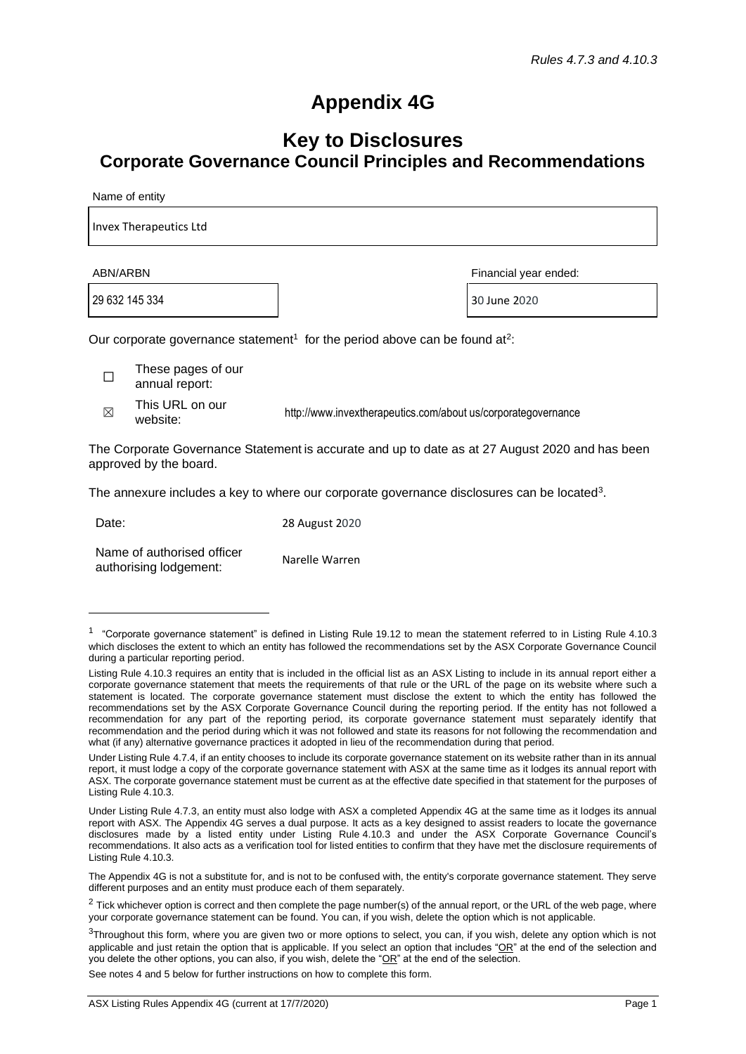*Rules 4.7.3 and 4.10.3*

# Appendix 4G

## Key to Disclosures
## Corporate Governance Council Principles and Recommendations

Name of entity

Invex Therapeutics Ltd

| ABN/ARBN | Financial year ended: |
|---|---|
| 29 632 145 334 | 30 June 2020 |

Our corporate governance statement[1] for the period above can be found at[2]:

☐ These pages of our annual report:

☒ This URL on our website: http://www.invextherapeutics.com/about us/corporategovernance

The Corporate Governance Statement is accurate and up to date as at 27 August 2020 and has been approved by the board.

The annexure includes a key to where our corporate governance disclosures can be located[3].

Date: 28 August 2020

Name of authorised officer authorising lodgement: Narelle Warren

---

[1] "Corporate governance statement" is defined in Listing Rule 19.12 to mean the statement referred to in Listing Rule 4.10.3 which discloses the extent to which an entity has followed the recommendations set by the ASX Corporate Governance Council during a particular reporting period.

Listing Rule 4.10.3 requires an entity that is included in the official list as an ASX Listing to include in its annual report either a corporate governance statement that meets the requirements of that rule or the URL of the page on its website where such a statement is located. The corporate governance statement must disclose the extent to which the entity has followed the recommendations set by the ASX Corporate Governance Council during the reporting period. If the entity has not followed a recommendation for any part of the reporting period, its corporate governance statement must separately identify that recommendation and the period during which it was not followed and state its reasons for not following the recommendation and what (if any) alternative governance practices it adopted in lieu of the recommendation during that period.

Under Listing Rule 4.7.4, if an entity chooses to include its corporate governance statement on its website rather than in its annual report, it must lodge a copy of the corporate governance statement with ASX at the same time as it lodges its annual report with ASX. The corporate governance statement must be current as at the effective date specified in that statement for the purposes of Listing Rule 4.10.3.

Under Listing Rule 4.7.3, an entity must also lodge with ASX a completed Appendix 4G at the same time as it lodges its annual report with ASX. The Appendix 4G serves a dual purpose. It acts as a key designed to assist readers to locate the governance disclosures made by a listed entity under Listing Rule 4.10.3 and under the ASX Corporate Governance Council's recommendations. It also acts as a verification tool for listed entities to confirm that they have met the disclosure requirements of Listing Rule 4.10.3.

The Appendix 4G is not a substitute for, and is not to be confused with, the entity's corporate governance statement. They serve different purposes and an entity must produce each of them separately.

[2] Tick whichever option is correct and then complete the page number(s) of the annual report, or the URL of the web page, where your corporate governance statement can be found. You can, if you wish, delete the option which is not applicable.

[3] Throughout this form, where you are given two or more options to select, you can, if you wish, delete any option which is not applicable and just retain the option that is applicable. If you select an option that includes "OR" at the end of the selection and you delete the other options, you can also, if you wish, delete the "OR" at the end of the selection.

See notes 4 and 5 below for further instructions on how to complete this form.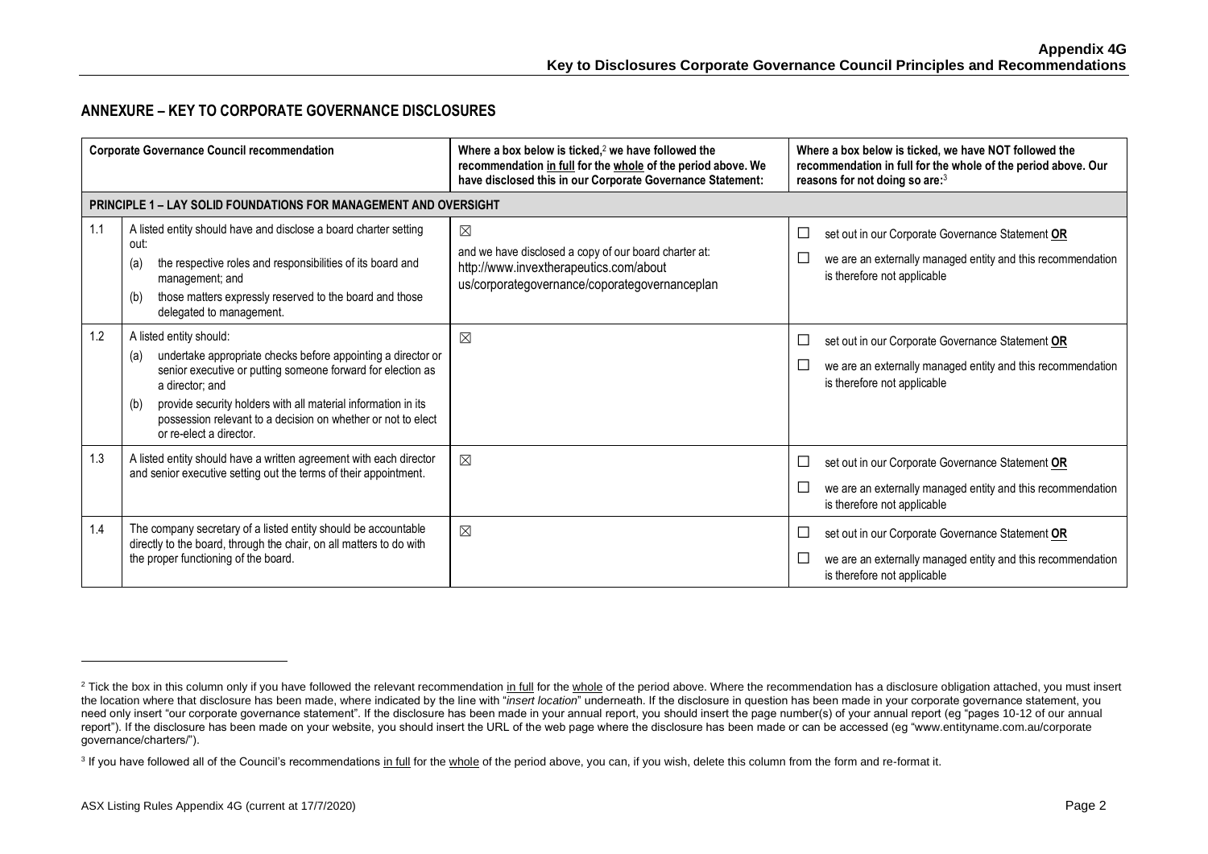## ANNEXURE – KEY TO CORPORATE GOVERNANCE DISCLOSURES

| | Corporate Governance Council recommendation | Where a box below is ticked,[2] we have followed the recommendation in full for the whole of the period above. We have disclosed this in our Corporate Governance Statement: | Where a box below is ticked, we have NOT followed the recommendation in full for the whole of the period above. Our reasons for not doing so are:[3] |
|---|---|---|---|
| **PRINCIPLE 1 – LAY SOLID FOUNDATIONS FOR MANAGEMENT AND OVERSIGHT** | | | |
| 1.1 | A listed entity should have and disclose a board charter setting out:<br>(a) the respective roles and responsibilities of its board and management; and<br>(b) those matters expressly reserved to the board and those delegated to management. | ☒<br>and we have disclosed a copy of our board charter at:<br>http://www.invextherapeutics.com/about us/corporategovernance/coporategovernanceplan | ☐ set out in our Corporate Governance Statement **OR**<br>☐ we are an externally managed entity and this recommendation is therefore not applicable |
| 1.2 | A listed entity should:<br>(a) undertake appropriate checks before appointing a director or senior executive or putting someone forward for election as a director; and<br>(b) provide security holders with all material information in its possession relevant to a decision on whether or not to elect or re-elect a director. | ☒ | ☐ set out in our Corporate Governance Statement **OR**<br>☐ we are an externally managed entity and this recommendation is therefore not applicable |
| 1.3 | A listed entity should have a written agreement with each director and senior executive setting out the terms of their appointment. | ☒ | ☐ set out in our Corporate Governance Statement **OR**<br>☐ we are an externally managed entity and this recommendation is therefore not applicable |
| 1.4 | The company secretary of a listed entity should be accountable directly to the board, through the chair, on all matters to do with the proper functioning of the board. | ☒ | ☐ set out in our Corporate Governance Statement **OR**<br>☐ we are an externally managed entity and this recommendation is therefore not applicable |

[2] Tick the box in this column only if you have followed the relevant recommendation in full for the whole of the period above. Where the recommendation has a disclosure obligation attached, you must insert the location where that disclosure has been made, where indicated by the line with "*insert location*" underneath. If the disclosure in question has been made in your corporate governance statement, you need only insert "our corporate governance statement". If the disclosure has been made in your annual report, you should insert the page number(s) of your annual report (eg "pages 10-12 of our annual report"). If the disclosure has been made on your website, you should insert the URL of the web page where the disclosure has been made or can be accessed (eg "www.entityname.com.au/corporate governance/charters/").

[3] If you have followed all of the Council's recommendations in full for the whole of the period above, you can, if you wish, delete this column from the form and re-format it.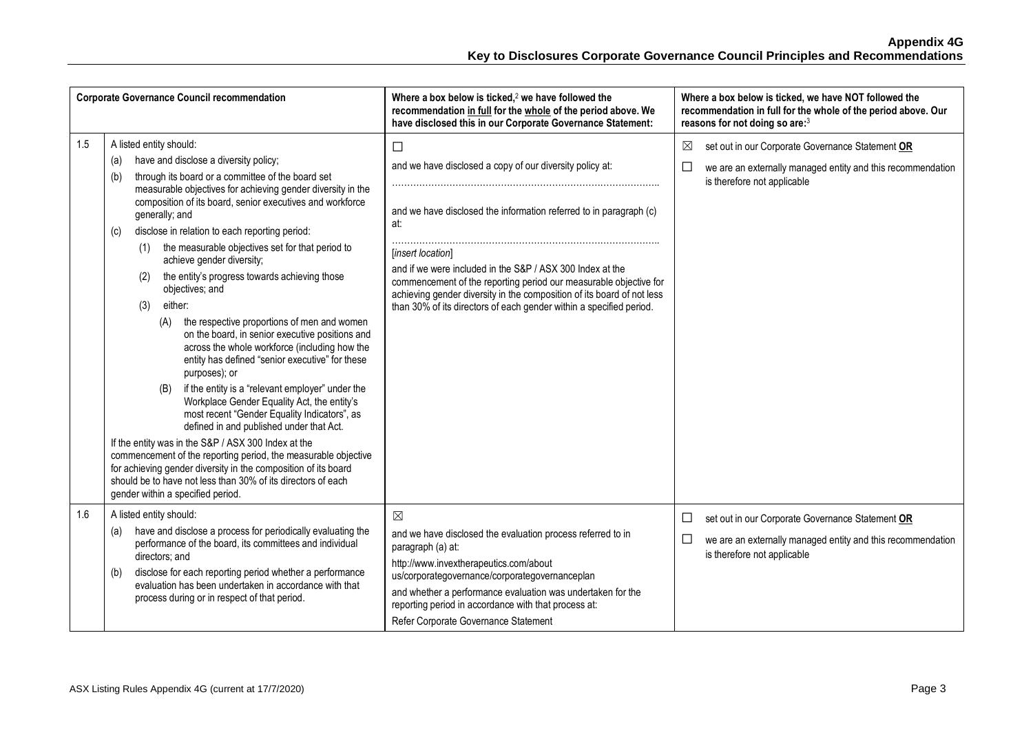| | Corporate Governance Council recommendation | Where a box below is ticked,[2] we have followed the recommendation in full for the whole of the period above. We have disclosed this in our Corporate Governance Statement: | Where a box below is ticked, we have NOT followed the recommendation in full for the whole of the period above. Our reasons for not doing so are:[3] |
|---|---|---|---|
| 1.5 | A listed entity should:<br>(a) have and disclose a diversity policy;<br>(b) through its board or a committee of the board set measurable objectives for achieving gender diversity in the composition of its board, senior executives and workforce generally; and<br>(c) disclose in relation to each reporting period:<br>(1) the measurable objectives set for that period to achieve gender diversity;<br>(2) the entity's progress towards achieving those objectives; and<br>(3) either:<br>(A) the respective proportions of men and women on the board, in senior executive positions and across the whole workforce (including how the entity has defined "senior executive" for these purposes); or<br>(B) if the entity is a "relevant employer" under the Workplace Gender Equality Act, the entity's most recent "Gender Equality Indicators", as defined in and published under that Act.<br>If the entity was in the S&P / ASX 300 Index at the commencement of the reporting period, the measurable objective for achieving gender diversity in the composition of its board should be to have not less than 30% of its directors of each gender within a specified period. | ☐<br>and we have disclosed a copy of our diversity policy at:<br>…………………………………………………………………………..<br>and we have disclosed the information referred to in paragraph (c) at:<br>…………………………………………………………………………..<br>*[insert location]*<br>and if we were included in the S&P / ASX 300 Index at the commencement of the reporting period our measurable objective for achieving gender diversity in the composition of its board of not less than 30% of its directors of each gender within a specified period. | ☒ set out in our Corporate Governance Statement **OR**<br>☐ we are an externally managed entity and this recommendation is therefore not applicable |
| 1.6 | A listed entity should:<br>(a) have and disclose a process for periodically evaluating the performance of the board, its committees and individual directors; and<br>(b) disclose for each reporting period whether a performance evaluation has been undertaken in accordance with that process during or in respect of that period. | ☒<br>and we have disclosed the evaluation process referred to in paragraph (a) at:<br>http://www.invextherapeutics.com/about us/corporategovernance/corporategovernanceplan<br>and whether a performance evaluation was undertaken for the reporting period in accordance with that process at:<br>Refer Corporate Governance Statement | ☐ set out in our Corporate Governance Statement **OR**<br>☐ we are an externally managed entity and this recommendation is therefore not applicable |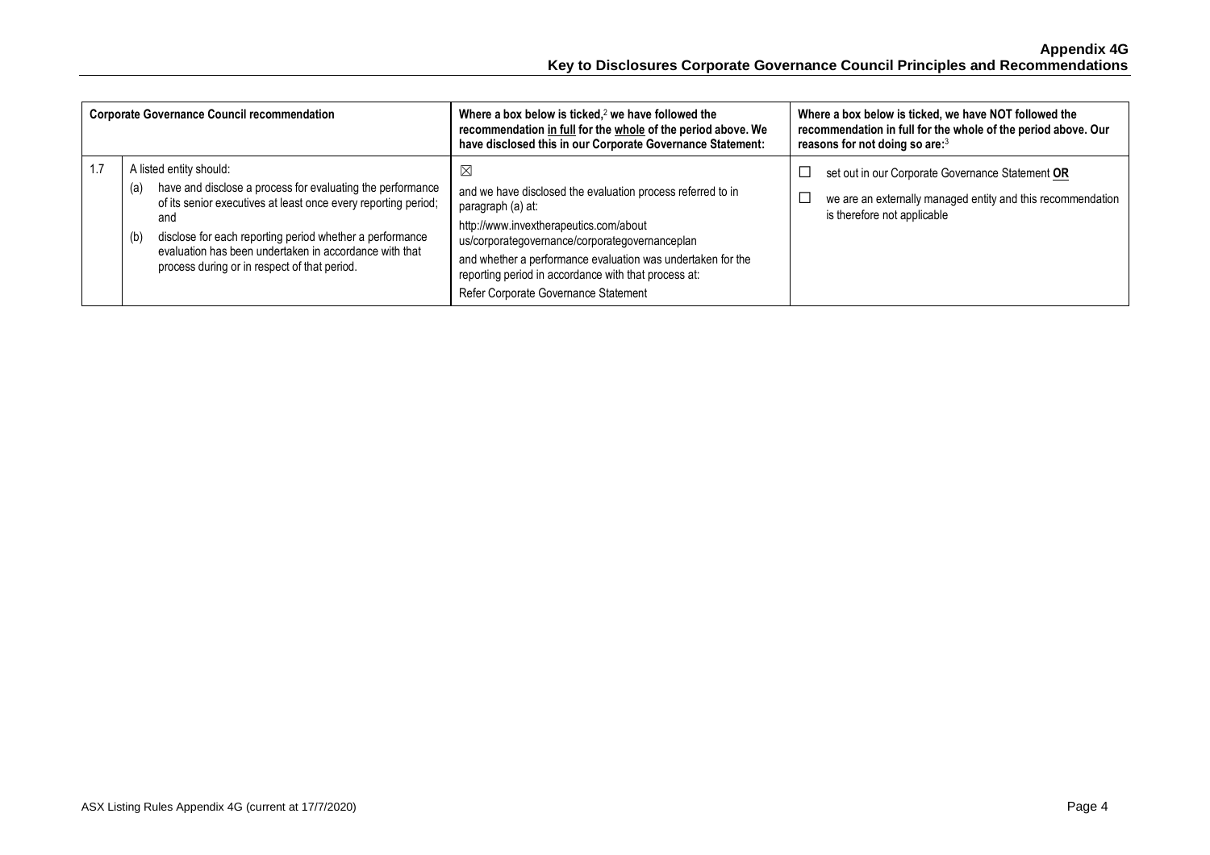# Appendix 4G
## Key to Disclosures Corporate Governance Council Principles and Recommendations

| | Corporate Governance Council recommendation | Where a box below is ticked,[2] we have followed the recommendation in full for the whole of the period above. We have disclosed this in our Corporate Governance Statement: | Where a box below is ticked, we have NOT followed the recommendation in full for the whole of the period above. Our reasons for not doing so are:[3] |
|---|---|---|---|
| 1.7 | A listed entity should:<br>(a) have and disclose a process for evaluating the performance of its senior executives at least once every reporting period; and<br>(b) disclose for each reporting period whether a performance evaluation has been undertaken in accordance with that process during or in respect of that period. | ☒<br>and we have disclosed the evaluation process referred to in paragraph (a) at:<br>http://www.invextherapeutics.com/about us/corporategovernance/corporategovernanceplan<br>and whether a performance evaluation was undertaken for the reporting period in accordance with that process at:<br>Refer Corporate Governance Statement | ☐ set out in our Corporate Governance Statement **OR**<br>☐ we are an externally managed entity and this recommendation is therefore not applicable |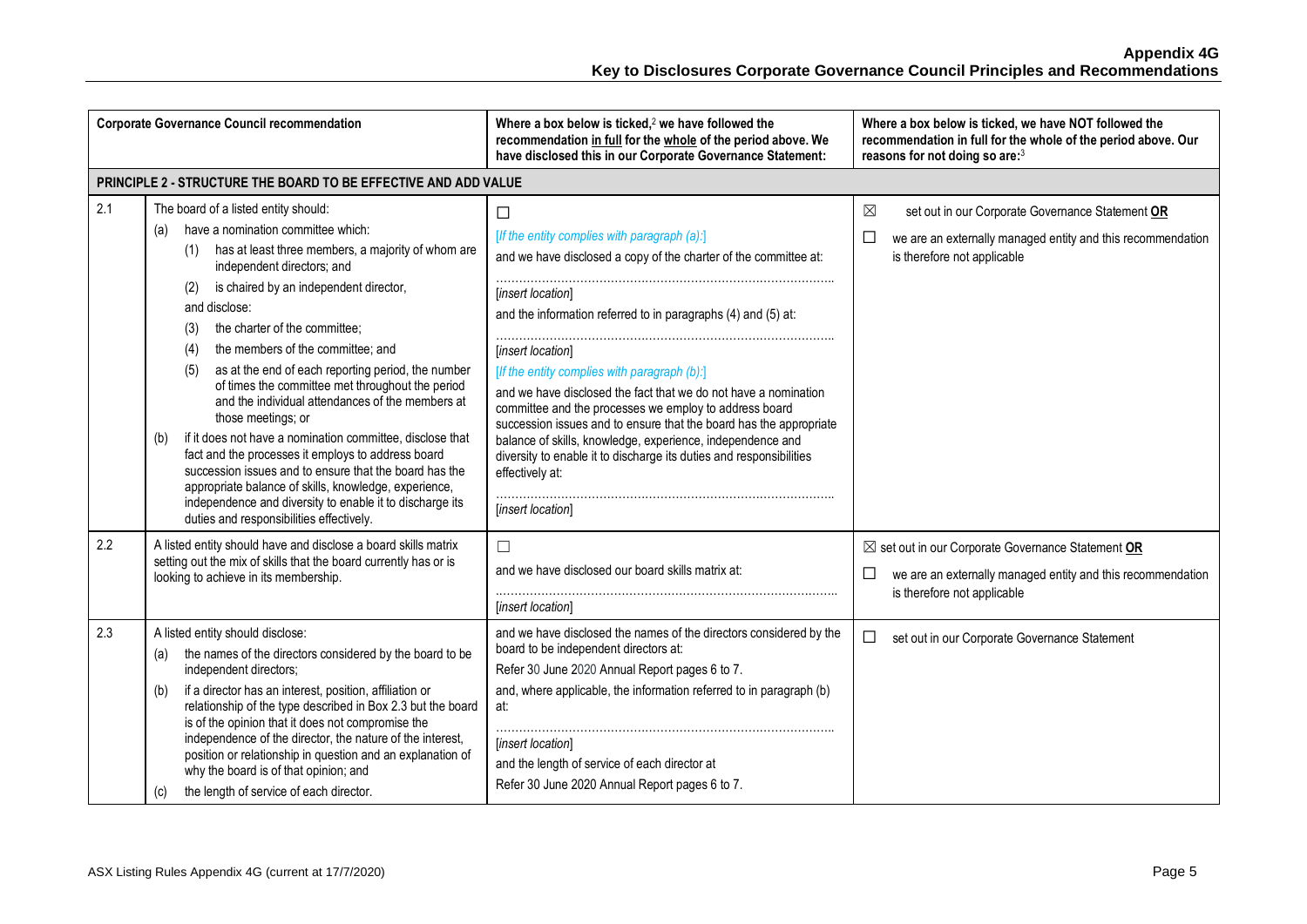| Corporate Governance Council recommendation | | Where a box below is ticked,[2] we have followed the recommendation in full for the whole of the period above. We have disclosed this in our Corporate Governance Statement: | Where a box below is ticked, we have NOT followed the recommendation in full for the whole of the period above. Our reasons for not doing so are:[3] |
|---|---|---|---|
| **PRINCIPLE 2 - STRUCTURE THE BOARD TO BE EFFECTIVE AND ADD VALUE** | | | |
| 2.1 | The board of a listed entity should:<br>(a) have a nomination committee which:<br>(1) has at least three members, a majority of whom are independent directors; and<br>(2) is chaired by an independent director,<br>and disclose:<br>(3) the charter of the committee;<br>(4) the members of the committee; and<br>(5) as at the end of each reporting period, the number of times the committee met throughout the period and the individual attendances of the members at those meetings; or<br>(b) if it does not have a nomination committee, disclose that fact and the processes it employs to address board succession issues and to ensure that the board has the appropriate balance of skills, knowledge, experience, independence and diversity to enable it to discharge its duties and responsibilities effectively. | ☐<br>*[If the entity complies with paragraph (a):]*<br>and we have disclosed a copy of the charter of the committee at:<br>……………………………………………………………………<br>[*insert location*]<br>and the information referred to in paragraphs (4) and (5) at:<br>……………………………………………………………………<br>[*insert location*]<br>*[If the entity complies with paragraph (b):]*<br>and we have disclosed the fact that we do not have a nomination committee and the processes we employ to address board succession issues and to ensure that the board has the appropriate balance of skills, knowledge, experience, independence and diversity to enable it to discharge its duties and responsibilities effectively at:<br>……………………………………………………………………<br>[*insert location*] | ☒ set out in our Corporate Governance Statement **OR**<br>☐ we are an externally managed entity and this recommendation is therefore not applicable |
| 2.2 | A listed entity should have and disclose a board skills matrix setting out the mix of skills that the board currently has or is looking to achieve in its membership. | ☐<br>and we have disclosed our board skills matrix at:<br>……………………………………………………………………<br>[*insert location*] | ☒ set out in our Corporate Governance Statement **OR**<br>☐ we are an externally managed entity and this recommendation is therefore not applicable |
| 2.3 | A listed entity should disclose:<br>(a) the names of the directors considered by the board to be independent directors;<br>(b) if a director has an interest, position, affiliation or relationship of the type described in Box 2.3 but the board is of the opinion that it does not compromise the independence of the director, the nature of the interest, position or relationship in question and an explanation of why the board is of that opinion; and<br>(c) the length of service of each director. | and we have disclosed the names of the directors considered by the board to be independent directors at:<br>Refer 30 June 2020 Annual Report pages 6 to 7.<br>and, where applicable, the information referred to in paragraph (b) at:<br>……………………………………………………………………<br>[*insert location*]<br>and the length of service of each director at<br>Refer 30 June 2020 Annual Report pages 6 to 7. | ☐ set out in our Corporate Governance Statement |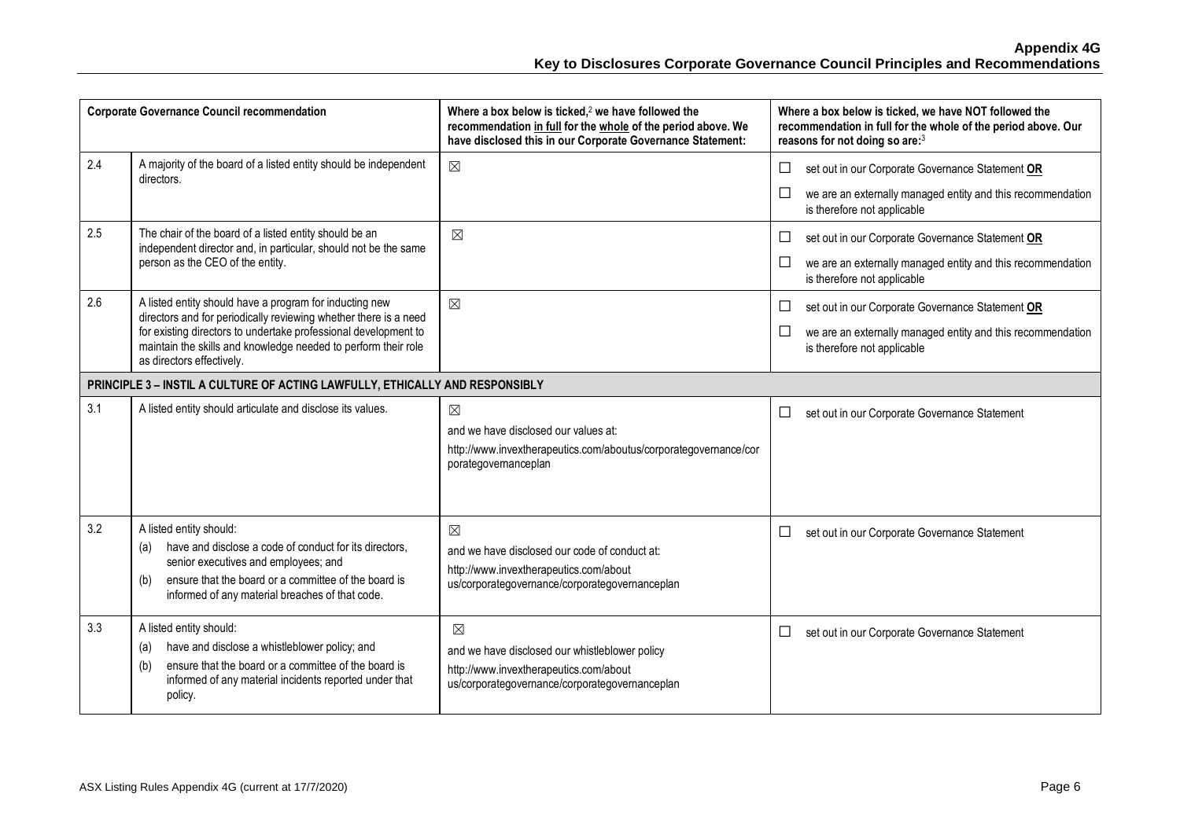| Corporate Governance Council recommendation | | Where a box below is ticked,[2] we have followed the recommendation in full for the whole of the period above. We have disclosed this in our Corporate Governance Statement: | Where a box below is ticked, we have NOT followed the recommendation in full for the whole of the period above. Our reasons for not doing so are:[3] |
|---|---|---|---|
| 2.4 | A majority of the board of a listed entity should be independent directors. | ☒ | ☐ set out in our Corporate Governance Statement **OR**<br>☐ we are an externally managed entity and this recommendation is therefore not applicable |
| 2.5 | The chair of the board of a listed entity should be an independent director and, in particular, should not be the same person as the CEO of the entity. | ☒ | ☐ set out in our Corporate Governance Statement **OR**<br>☐ we are an externally managed entity and this recommendation is therefore not applicable |
| 2.6 | A listed entity should have a program for inducting new directors and for periodically reviewing whether there is a need for existing directors to undertake professional development to maintain the skills and knowledge needed to perform their role as directors effectively. | ☒ | ☐ set out in our Corporate Governance Statement **OR**<br>☐ we are an externally managed entity and this recommendation is therefore not applicable |
| **PRINCIPLE 3 – INSTIL A CULTURE OF ACTING LAWFULLY, ETHICALLY AND RESPONSIBLY** | | | |
| 3.1 | A listed entity should articulate and disclose its values. | ☒<br>and we have disclosed our values at:<br>http://www.invextherapeutics.com/aboutus/corporategovernance/corporategovernanceplan | ☐ set out in our Corporate Governance Statement |
| 3.2 | A listed entity should:<br>(a) have and disclose a code of conduct for its directors, senior executives and employees; and<br>(b) ensure that the board or a committee of the board is informed of any material breaches of that code. | ☒<br>and we have disclosed our code of conduct at:<br>http://www.invextherapeutics.com/about us/corporategovernance/corporategovernanceplan | ☐ set out in our Corporate Governance Statement |
| 3.3 | A listed entity should:<br>(a) have and disclose a whistleblower policy; and<br>(b) ensure that the board or a committee of the board is informed of any material incidents reported under that policy. | ☒<br>and we have disclosed our whistleblower policy<br>http://www.invextherapeutics.com/about us/corporategovernance/corporategovernanceplan | ☐ set out in our Corporate Governance Statement |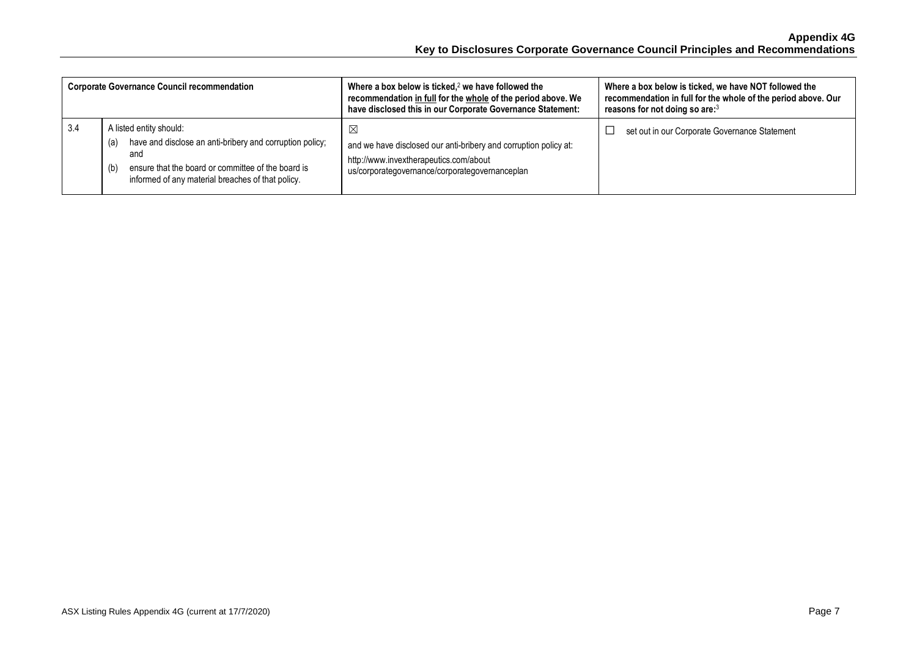| Corporate Governance Council recommendation | | Where a box below is ticked,[2] we have followed the recommendation in full for the whole of the period above. We have disclosed this in our Corporate Governance Statement: | Where a box below is ticked, we have NOT followed the recommendation in full for the whole of the period above. Our reasons for not doing so are:[3] |
|---|---|---|---|
| 3.4 | A listed entity should:<br>(a) have and disclose an anti-bribery and corruption policy; and<br>(b) ensure that the board or committee of the board is informed of any material breaches of that policy. | ☒<br>and we have disclosed our anti-bribery and corruption policy at:<br>http://www.invextherapeutics.com/about us/corporategovernance/corporategovernanceplan | ☐ set out in our Corporate Governance Statement |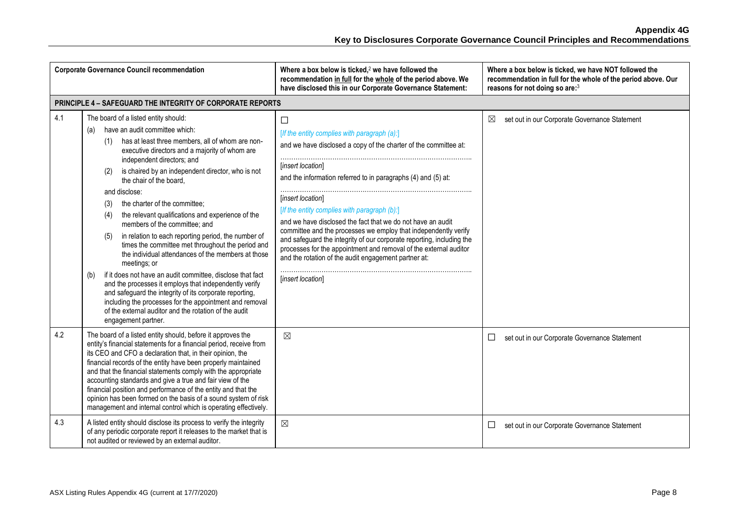| Corporate Governance Council recommendation | | Where a box below is ticked,[2] we have followed the recommendation in full for the whole of the period above. We have disclosed this in our Corporate Governance Statement: | Where a box below is ticked, we have NOT followed the recommendation in full for the whole of the period above. Our reasons for not doing so are:[3] |
|---|---|---|---|
| **PRINCIPLE 4 – SAFEGUARD THE INTEGRITY OF CORPORATE REPORTS** | | | |
| 4.1 | The board of a listed entity should:<br>(a) have an audit committee which:<br>(1) has at least three members, all of whom are non-executive directors and a majority of whom are independent directors; and<br>(2) is chaired by an independent director, who is not the chair of the board,<br>and disclose:<br>(3) the charter of the committee;<br>(4) the relevant qualifications and experience of the members of the committee; and<br>(5) in relation to each reporting period, the number of times the committee met throughout the period and the individual attendances of the members at those meetings; or<br>(b) if it does not have an audit committee, disclose that fact and the processes it employs that independently verify and safeguard the integrity of its corporate reporting, including the processes for the appointment and removal of the external auditor and the rotation of the audit engagement partner. | ☐<br>[If the entity complies with paragraph (a):]<br>and we have disclosed a copy of the charter of the committee at:<br>……………………………………………………………………………<br>[insert location]<br>and the information referred to in paragraphs (4) and (5) at:<br>……………………………………………………………………………<br>[insert location]<br>[If the entity complies with paragraph (b):]<br>and we have disclosed the fact that we do not have an audit committee and the processes we employ that independently verify and safeguard the integrity of our corporate reporting, including the processes for the appointment and removal of the external auditor and the rotation of the audit engagement partner at:<br>……………………………………………………………………………<br>[insert location] | ☒ set out in our Corporate Governance Statement |
| 4.2 | The board of a listed entity should, before it approves the entity's financial statements for a financial period, receive from its CEO and CFO a declaration that, in their opinion, the financial records of the entity have been properly maintained and that the financial statements comply with the appropriate accounting standards and give a true and fair view of the financial position and performance of the entity and that the opinion has been formed on the basis of a sound system of risk management and internal control which is operating effectively. | ☒ | ☐ set out in our Corporate Governance Statement |
| 4.3 | A listed entity should disclose its process to verify the integrity of any periodic corporate report it releases to the market that is not audited or reviewed by an external auditor. | ☒ | ☐ set out in our Corporate Governance Statement |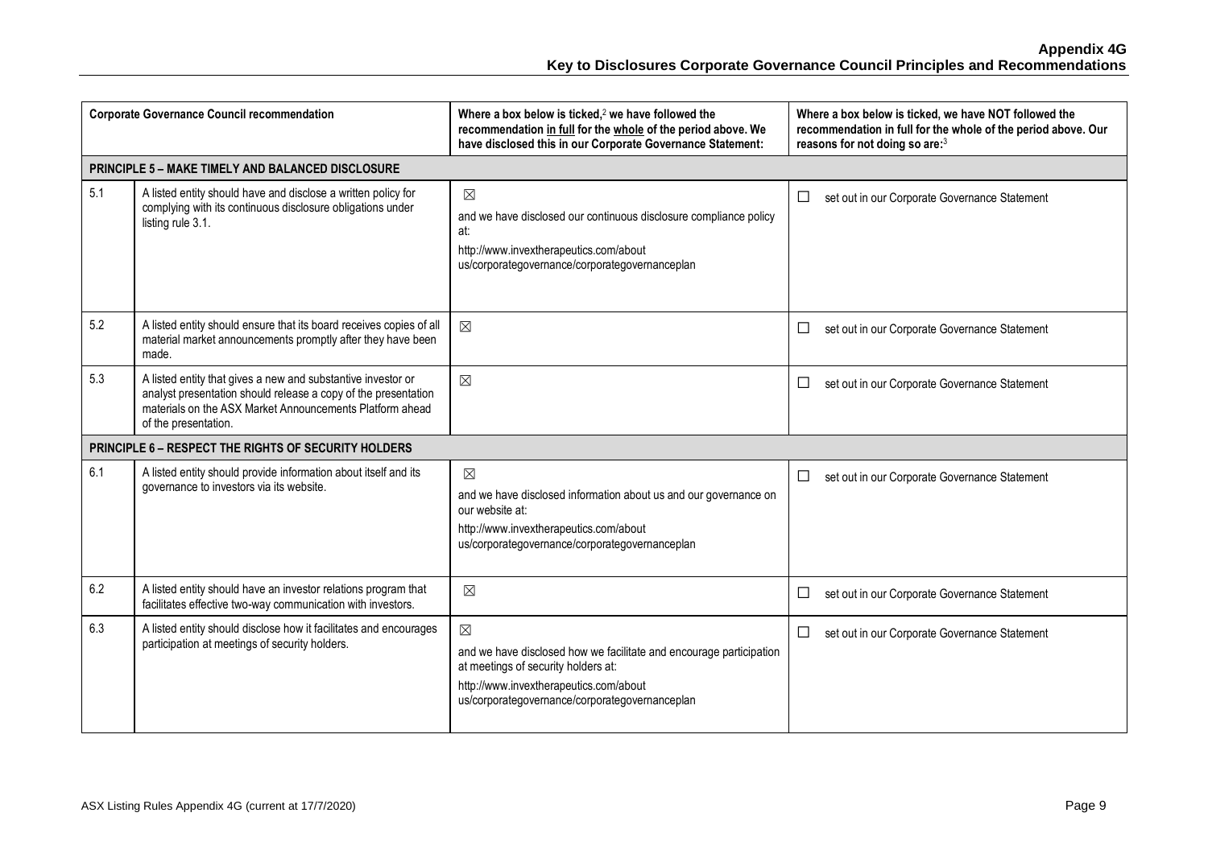| Corporate Governance Council recommendation | | Where a box below is ticked,[2] we have followed the recommendation in full for the whole of the period above. We have disclosed this in our Corporate Governance Statement: | Where a box below is ticked, we have NOT followed the recommendation in full for the whole of the period above. Our reasons for not doing so are:[3] |
|---|---|---|---|
| **PRINCIPLE 5 – MAKE TIMELY AND BALANCED DISCLOSURE** | | | |
| 5.1 | A listed entity should have and disclose a written policy for complying with its continuous disclosure obligations under listing rule 3.1. | ☒ and we have disclosed our continuous disclosure compliance policy at: http://www.invextherapeutics.com/about us/corporategovernance/corporategovernanceplan | ☐ set out in our Corporate Governance Statement |
| 5.2 | A listed entity should ensure that its board receives copies of all material market announcements promptly after they have been made. | ☒ | ☐ set out in our Corporate Governance Statement |
| 5.3 | A listed entity that gives a new and substantive investor or analyst presentation should release a copy of the presentation materials on the ASX Market Announcements Platform ahead of the presentation. | ☒ | ☐ set out in our Corporate Governance Statement |
| **PRINCIPLE 6 – RESPECT THE RIGHTS OF SECURITY HOLDERS** | | | |
| 6.1 | A listed entity should provide information about itself and its governance to investors via its website. | ☒ and we have disclosed information about us and our governance on our website at: http://www.invextherapeutics.com/about us/corporategovernance/corporategovernanceplan | ☐ set out in our Corporate Governance Statement |
| 6.2 | A listed entity should have an investor relations program that facilitates effective two-way communication with investors. | ☒ | ☐ set out in our Corporate Governance Statement |
| 6.3 | A listed entity should disclose how it facilitates and encourages participation at meetings of security holders. | ☒ and we have disclosed how we facilitate and encourage participation at meetings of security holders at: http://www.invextherapeutics.com/about us/corporategovernance/corporategovernanceplan | ☐ set out in our Corporate Governance Statement |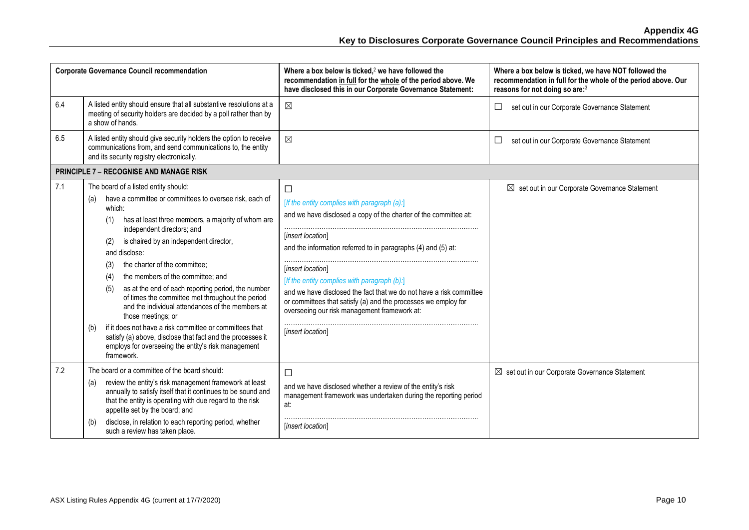| Corporate Governance Council recommendation | | Where a box below is ticked,[2] we have followed the recommendation in full for the whole of the period above. We have disclosed this in our Corporate Governance Statement: | Where a box below is ticked, we have NOT followed the recommendation in full for the whole of the period above. Our reasons for not doing so are:[3] |
|---|---|---|---|
| 6.4 | A listed entity should ensure that all substantive resolutions at a meeting of security holders are decided by a poll rather than by a show of hands. | ☒ | ☐ set out in our Corporate Governance Statement |
| 6.5 | A listed entity should give security holders the option to receive communications from, and send communications to, the entity and its security registry electronically. | ☒ | ☐ set out in our Corporate Governance Statement |
| **PRINCIPLE 7 – RECOGNISE AND MANAGE RISK** | | | |
| 7.1 | The board of a listed entity should:<br>(a) have a committee or committees to oversee risk, each of which:<br>(1) has at least three members, a majority of whom are independent directors; and<br>(2) is chaired by an independent director,<br>and disclose:<br>(3) the charter of the committee;<br>(4) the members of the committee; and<br>(5) as at the end of each reporting period, the number of times the committee met throughout the period and the individual attendances of the members at those meetings; or<br>(b) if it does not have a risk committee or committees that satisfy (a) above, disclose that fact and the processes it employs for overseeing the entity's risk management framework. | ☐<br>*[If the entity complies with paragraph (a):]*<br>and we have disclosed a copy of the charter of the committee at:<br>…………………………………………………………………………<br>*[insert location]*<br>and the information referred to in paragraphs (4) and (5) at:<br>…………………………………………………………………………<br>*[insert location]*<br>*[If the entity complies with paragraph (b):]*<br>and we have disclosed the fact that we do not have a risk committee or committees that satisfy (a) and the processes we employ for overseeing our risk management framework at:<br>…………………………………………………………………………<br>*[insert location]* | ☒ set out in our Corporate Governance Statement |
| 7.2 | The board or a committee of the board should:<br>(a) review the entity's risk management framework at least annually to satisfy itself that it continues to be sound and that the entity is operating with due regard to the risk appetite set by the board; and<br>(b) disclose, in relation to each reporting period, whether such a review has taken place. | ☐<br>and we have disclosed whether a review of the entity's risk management framework was undertaken during the reporting period at:<br>…………………………………………………………………………<br>*[insert location]* | ☒ set out in our Corporate Governance Statement |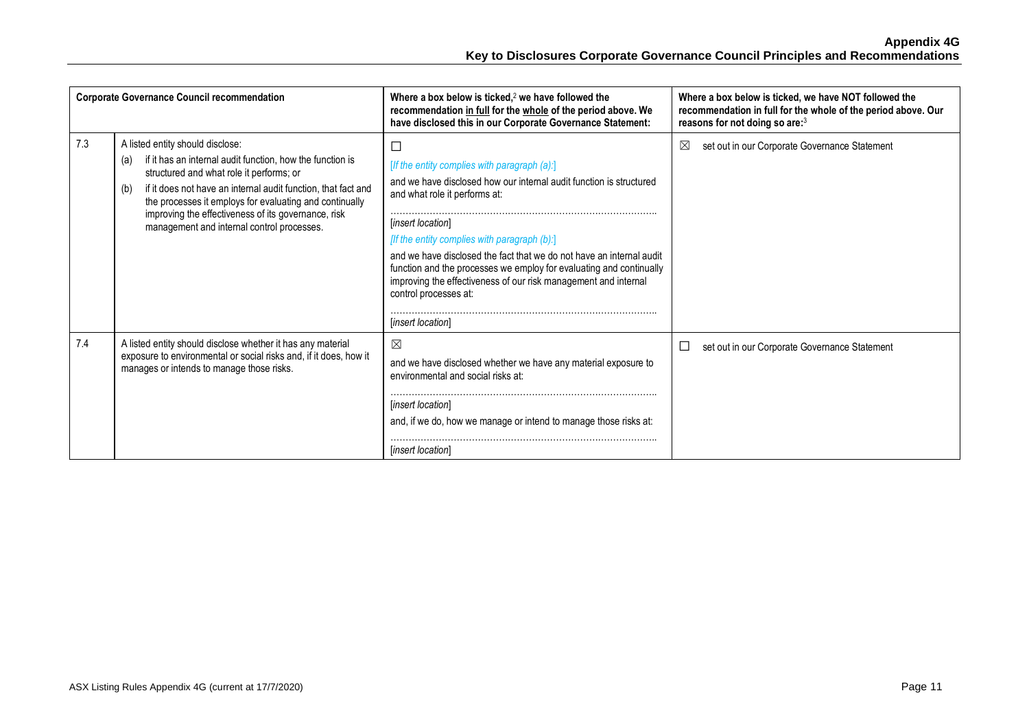| Corporate Governance Council recommendation | | Where a box below is ticked,[2] we have followed the recommendation in full for the whole of the period above. We have disclosed this in our Corporate Governance Statement: | Where a box below is ticked, we have NOT followed the recommendation in full for the whole of the period above. Our reasons for not doing so are:[3] |
|---|---|---|---|
| 7.3 | A listed entity should disclose:<br>(a) if it has an internal audit function, how the function is structured and what role it performs; or<br>(b) if it does not have an internal audit function, that fact and the processes it employs for evaluating and continually improving the effectiveness of its governance, risk management and internal control processes. | ☐<br>*[If the entity complies with paragraph (a):]*<br>and we have disclosed how our internal audit function is structured and what role it performs at:<br>……………………………………………………………………………<br>[*insert location*]<br>*[If the entity complies with paragraph (b):]*<br>and we have disclosed the fact that we do not have an internal audit function and the processes we employ for evaluating and continually improving the effectiveness of our risk management and internal control processes at:<br>……………………………………………………………………………<br>[*insert location*] | ☒ set out in our Corporate Governance Statement |
| 7.4 | A listed entity should disclose whether it has any material exposure to environmental or social risks and, if it does, how it manages or intends to manage those risks. | ☒<br>and we have disclosed whether we have any material exposure to environmental and social risks at:<br>……………………………………………………………………………<br>[*insert location*]<br>and, if we do, how we manage or intend to manage those risks at:<br>……………………………………………………………………………<br>[*insert location*] | ☐ set out in our Corporate Governance Statement |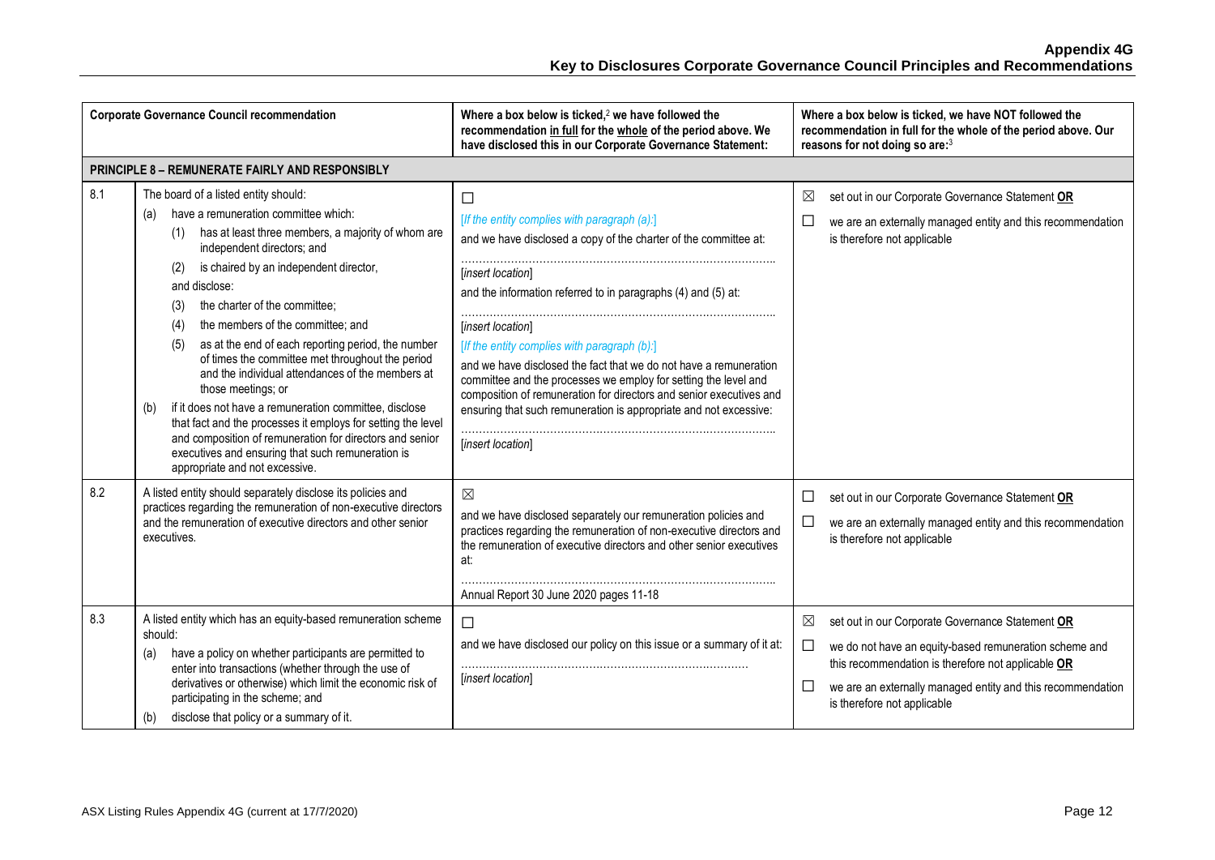# Appendix 4G
## Key to Disclosures Corporate Governance Council Principles and Recommendations

| | Corporate Governance Council recommendation | Where a box below is ticked,[2] we have followed the recommendation in full for the whole of the period above. We have disclosed this in our Corporate Governance Statement: | Where a box below is ticked, we have NOT followed the recommendation in full for the whole of the period above. Our reasons for not doing so are:[3] |
|---|---|---|---|
| **PRINCIPLE 8 – REMUNERATE FAIRLY AND RESPONSIBLY** | | | |
| 8.1 | The board of a listed entity should:<br>(a) have a remuneration committee which:<br>(1) has at least three members, a majority of whom are independent directors; and<br>(2) is chaired by an independent director,<br>and disclose:<br>(3) the charter of the committee;<br>(4) the members of the committee; and<br>(5) as at the end of each reporting period, the number of times the committee met throughout the period and the individual attendances of the members at those meetings; or<br>(b) if it does not have a remuneration committee, disclose that fact and the processes it employs for setting the level and composition of remuneration for directors and senior executives and ensuring that such remuneration is appropriate and not excessive. | ☐<br>*[If the entity complies with paragraph (a):]*<br>and we have disclosed a copy of the charter of the committee at:<br>……………………………………………………………………………<br>[*insert location*]<br>and the information referred to in paragraphs (4) and (5) at:<br>……………………………………………………………………………<br>[*insert location*]<br>*[If the entity complies with paragraph (b):]*<br>and we have disclosed the fact that we do not have a remuneration committee and the processes we employ for setting the level and composition of remuneration for directors and senior executives and ensuring that such remuneration is appropriate and not excessive:<br>……………………………………………………………………………<br>[*insert location*] | ☒ set out in our Corporate Governance Statement **OR**<br>☐ we are an externally managed entity and this recommendation is therefore not applicable |
| 8.2 | A listed entity should separately disclose its policies and practices regarding the remuneration of non-executive directors and the remuneration of executive directors and other senior executives. | ☒<br>and we have disclosed separately our remuneration policies and practices regarding the remuneration of non-executive directors and the remuneration of executive directors and other senior executives at:<br>……………………………………………………………………………<br>Annual Report 30 June 2020 pages 11-18 | ☐ set out in our Corporate Governance Statement **OR**<br>☐ we are an externally managed entity and this recommendation is therefore not applicable |
| 8.3 | A listed entity which has an equity-based remuneration scheme should:<br>(a) have a policy on whether participants are permitted to enter into transactions (whether through the use of derivatives or otherwise) which limit the economic risk of participating in the scheme; and<br>(b) disclose that policy or a summary of it. | ☐<br>and we have disclosed our policy on this issue or a summary of it at:<br>……………………………………………………………………<br>[*insert location*] | ☒ set out in our Corporate Governance Statement **OR**<br>☐ we do not have an equity-based remuneration scheme and this recommendation is therefore not applicable **OR**<br>☐ we are an externally managed entity and this recommendation is therefore not applicable |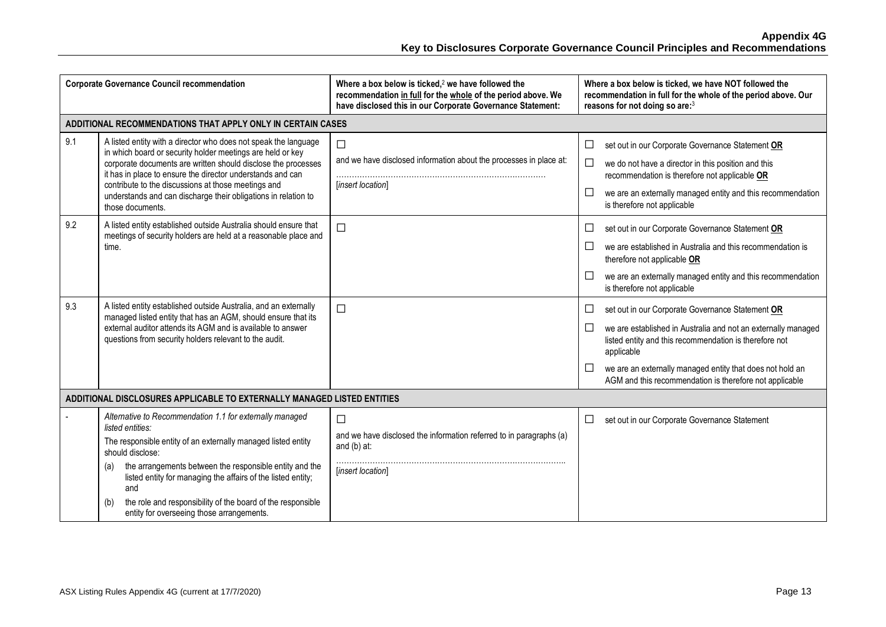| | Corporate Governance Council recommendation | Where a box below is ticked,[2] we have followed the recommendation in full for the whole of the period above. We have disclosed this in our Corporate Governance Statement: | Where a box below is ticked, we have NOT followed the recommendation in full for the whole of the period above. Our reasons for not doing so are:[3] |
|---|---|---|---|
| **ADDITIONAL RECOMMENDATIONS THAT APPLY ONLY IN CERTAIN CASES** | | | |
| 9.1 | A listed entity with a director who does not speak the language in which board or security holder meetings are held or key corporate documents are written should disclose the processes it has in place to ensure the director understands and can contribute to the discussions at those meetings and understands and can discharge their obligations in relation to those documents. | ☐ and we have disclosed information about the processes in place at: ……………………………………………………………………… [*insert location*] | ☐ set out in our Corporate Governance Statement **OR** ☐ we do not have a director in this position and this recommendation is therefore not applicable **OR** ☐ we are an externally managed entity and this recommendation is therefore not applicable |
| 9.2 | A listed entity established outside Australia should ensure that meetings of security holders are held at a reasonable place and time. | ☐ | ☐ set out in our Corporate Governance Statement **OR** ☐ we are established in Australia and this recommendation is therefore not applicable **OR** ☐ we are an externally managed entity and this recommendation is therefore not applicable |
| 9.3 | A listed entity established outside Australia, and an externally managed listed entity that has an AGM, should ensure that its external auditor attends its AGM and is available to answer questions from security holders relevant to the audit. | ☐ | ☐ set out in our Corporate Governance Statement **OR** ☐ we are established in Australia and not an externally managed listed entity and this recommendation is therefore not applicable ☐ we are an externally managed entity that does not hold an AGM and this recommendation is therefore not applicable |
| **ADDITIONAL DISCLOSURES APPLICABLE TO EXTERNALLY MANAGED LISTED ENTITIES** | | | |
| - | *Alternative to Recommendation 1.1 for externally managed listed entities:* The responsible entity of an externally managed listed entity should disclose: (a) the arrangements between the responsible entity and the listed entity for managing the affairs of the listed entity; and (b) the role and responsibility of the board of the responsible entity for overseeing those arrangements. | ☐ and we have disclosed the information referred to in paragraphs (a) and (b) at: ……………………………………………………………………………… [*insert location*] | ☐ set out in our Corporate Governance Statement |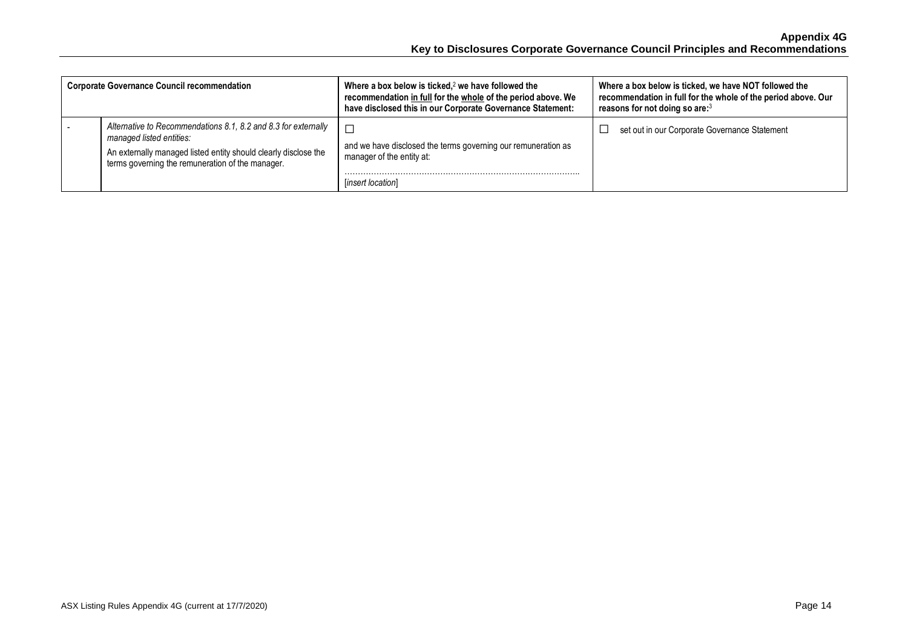| Corporate Governance Council recommendation | | Where a box below is ticked,[2] we have followed the recommendation in full for the whole of the period above. We have disclosed this in our Corporate Governance Statement: | Where a box below is ticked, we have NOT followed the recommendation in full for the whole of the period above. Our reasons for not doing so are:[3] |
|---|---|---|---|
| - | *Alternative to Recommendations 8.1, 8.2 and 8.3 for externally managed listed entities:* An externally managed listed entity should clearly disclose the terms governing the remuneration of the manager. | ☐ and we have disclosed the terms governing our remuneration as manager of the entity at: ……………………………………………………………………………. [*insert location*] | ☐ set out in our Corporate Governance Statement |